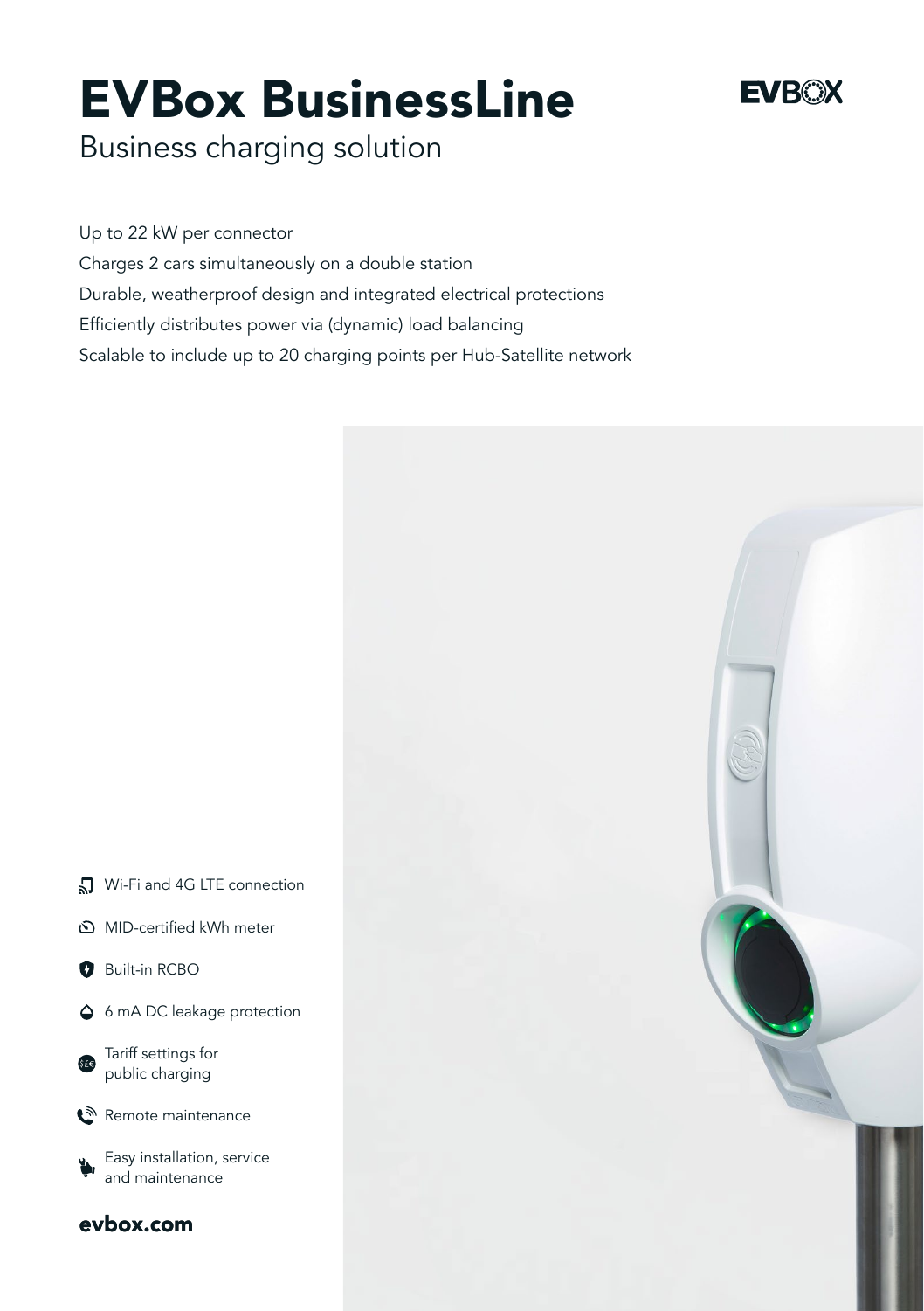# EVBox BusinessLine

## Business charging solution

EVBOX

Up to 22 kW per connector

Charges 2 cars simultaneously on a double station

Durable, weatherproof design and integrated electrical protections

Efficiently distributes power via (dynamic) load balancing

Scalable to include up to 20 charging points per Hub-Satellite network

- Wi-Fi and 4G LTE connection
- MID-certified kWh meter
- Built-in RCBO
- 6 mA DC leakage protection
- Tariff settings for public charging
- Remote maintenance
- Easy installation, service and maintenance

**evbox.com**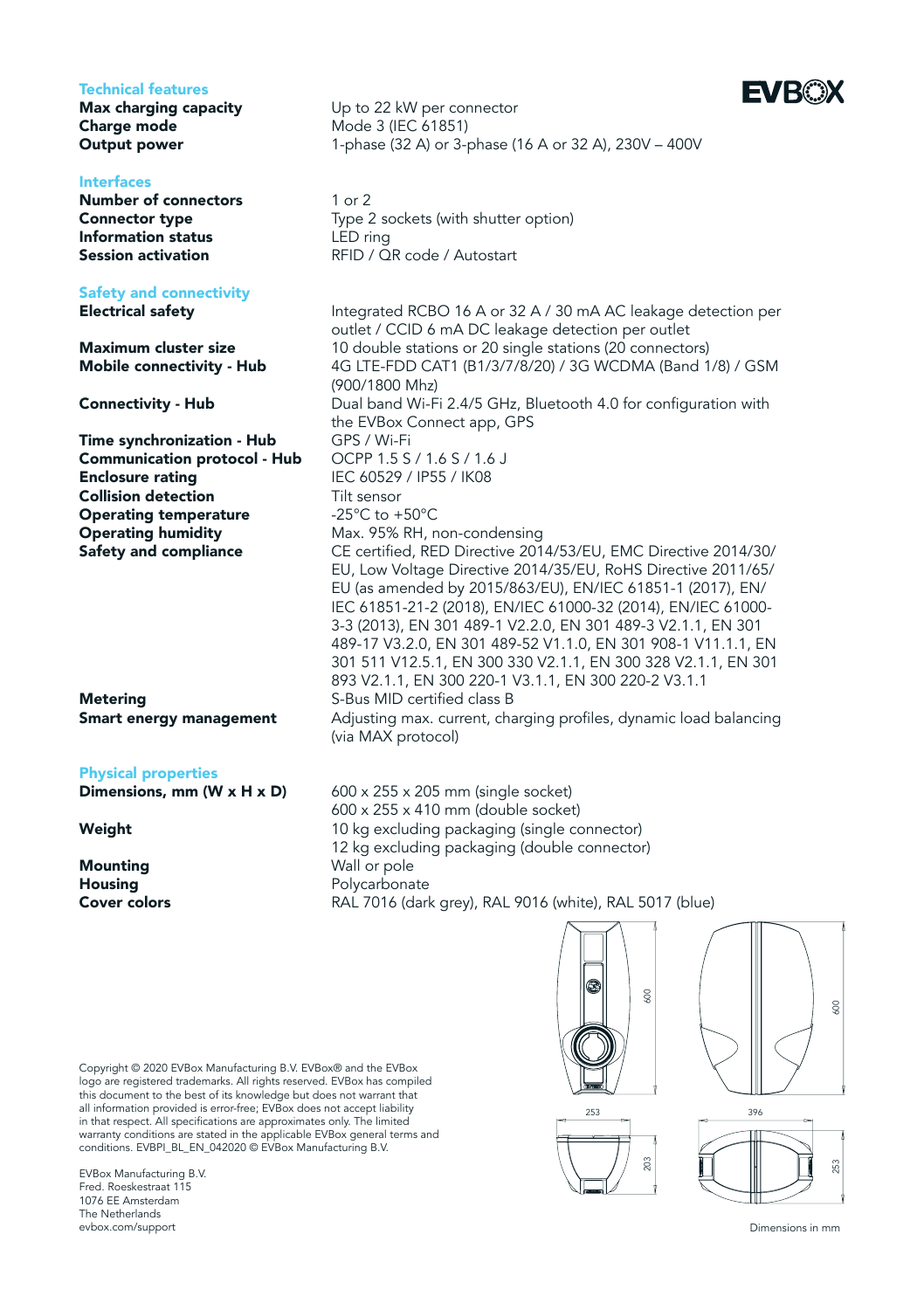## Technical features

| | |
|---|---|
| **Max charging capacity** | Up to 22 kW per connector |
| **Charge mode** | Mode 3 (IEC 61851) |
| **Output power** | 1-phase (32 A) or 3-phase (16 A or 32 A), 230V – 400V |

## Interfaces

| | |
|---|---|
| **Number of connectors** | 1 or 2 |
| **Connector type** | Type 2 sockets (with shutter option) |
| **Information status** | LED ring |
| **Session activation** | RFID / QR code / Autostart |

## Safety and connectivity

| | |
|---|---|
| **Electrical safety** | Integrated RCBO 16 A or 32 A / 30 mA AC leakage detection per outlet / CCID 6 mA DC leakage detection per outlet |
| **Maximum cluster size** | 10 double stations or 20 single stations (20 connectors) |
| **Mobile connectivity - Hub** | 4G LTE-FDD CAT1 (B1/3/7/8/20) / 3G WCDMA (Band 1/8) / GSM (900/1800 Mhz) |
| **Connectivity - Hub** | Dual band Wi-Fi 2.4/5 GHz, Bluetooth 4.0 for configuration with the EVBox Connect app, GPS |
| **Time synchronization - Hub** | GPS / Wi-Fi |
| **Communication protocol - Hub** | OCPP 1.5 S / 1.6 S / 1.6 J |
| **Enclosure rating** | IEC 60529 / IP55 / IK08 |
| **Collision detection** | Tilt sensor |
| **Operating temperature** | -25°C to +50°C |
| **Operating humidity** | Max. 95% RH, non-condensing |
| **Safety and compliance** | CE certified, RED Directive 2014/53/EU, EMC Directive 2014/30/EU, Low Voltage Directive 2014/35/EU, RoHS Directive 2011/65/EU (as amended by 2015/863/EU), EN/IEC 61851-1 (2017), EN/IEC 61851-21-2 (2018), EN/IEC 61000-32 (2014), EN/IEC 61000-3-3 (2013), EN 301 489-1 V2.2.0, EN 301 489-3 V2.1.1, EN 301 489-17 V3.2.0, EN 301 489-52 V1.1.0, EN 301 908-1 V11.1.1, EN 301 511 V12.5.1, EN 300 330 V2.1.1, EN 300 328 V2.1.1, EN 301 893 V2.1.1, EN 300 220-1 V3.1.1, EN 300 220-2 V3.1.1 |
| **Metering** | S-Bus MID certified class B |
| **Smart energy management** | Adjusting max. current, charging profiles, dynamic load balancing (via MAX protocol) |

## Physical properties

| | |
|---|---|
| **Dimensions, mm (W x H x D)** | 600 x 255 x 205 mm (single socket)<br>600 x 255 x 410 mm (double socket) |
| **Weight** | 10 kg excluding packaging (single connector)<br>12 kg excluding packaging (double connector) |
| **Mounting** | Wall or pole |
| **Housing** | Polycarbonate |
| **Cover colors** | RAL 7016 (dark grey), RAL 9016 (white), RAL 5017 (blue) |

600

600

253

396

203

253

Dimensions in mm

Copyright © 2020 EVBox Manufacturing B.V. EVBox® and the EVBox logo are registered trademarks. All rights reserved. EVBox has compiled this document to the best of its knowledge but does not warrant that all information provided is error-free; EVBox does not accept liability in that respect. All specifications are approximates only. The limited warranty conditions are stated in the applicable EVBox general terms and conditions. EVBPI_BL_EN_042020 © EVBox Manufacturing B.V.

EVBox Manufacturing B.V.
Fred. Roeskestraat 115
1076 EE Amsterdam
The Netherlands
evbox.com/support